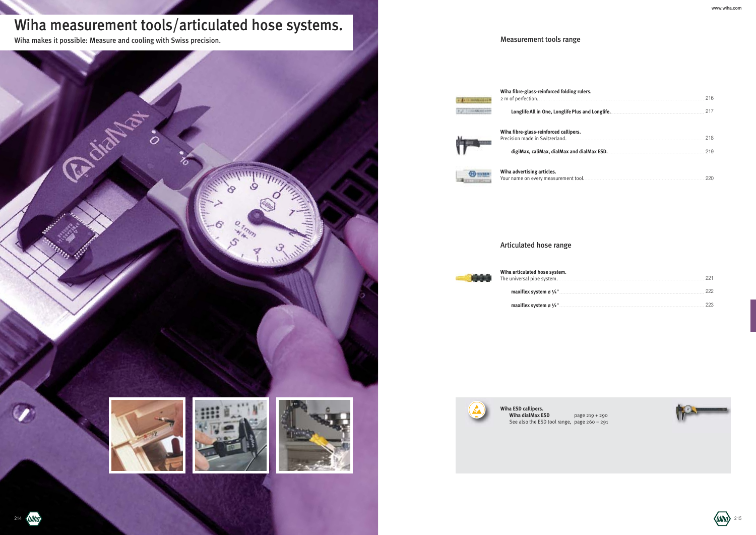# Wiha measurement tools/articulated hose systems.

Wiha makes it possible: Measure and cooling with Swiss precision.

## Measurement tools range

**Wiha fibre-glass-reinforced folding rulers.**
2 m of perfection. ........ 216

**Longlife All in One, Longlife Plus and Longlife.** ........ 217

**Wiha fibre-glass-reinforced callipers.**
Precision made in Switzerland. ........ 218

**digiMax, caliMax, dialMax and dialMax ESD.** ........ 219

**Wiha advertising articles.**
Your name on every measurement tool. ........ 220

## Articulated hose range

**Wiha articulated hose system.**
The universal pipe system. ........ 221

**maxiflex system ø ¼"** ........ 222

**maxiflex system ø ½"** ........ 223

**Wiha ESD callipers.**
**Wiha dialMax ESD** page 219 + 290
See also the ESD tool range, page 260 – 291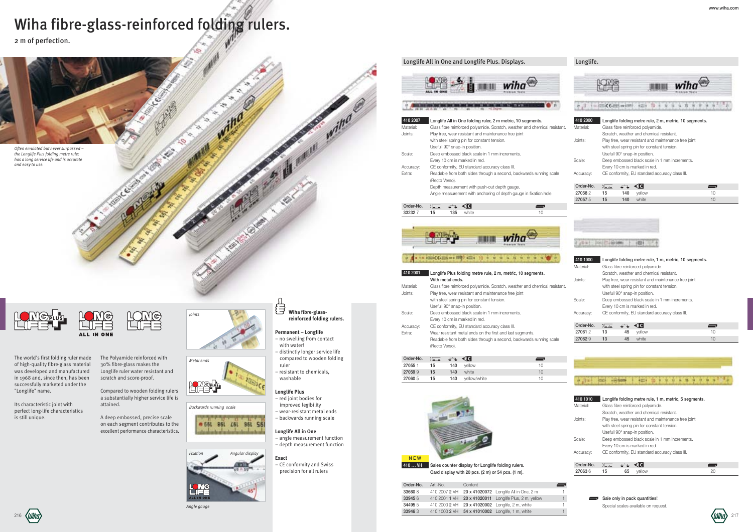# Wiha fibre-glass-reinforced folding rulers.

2 m of perfection.

*Often emulated but never surpassed – the Longlife Plus folding metre rule: has a long service life and is accurate and easy to use.*

The world's first folding ruler made of high-quality fibre-glass material was developed and manufactured in 1968 and, since then, has been successfully marketed under the "Longlife" name.

Its characteristic joint with perfect long-life characteristics is still unique.

The Polyamide reinforced with 30% fibre-glass makes the Longlife ruler water resistant and scratch and score-proof.

Compared to wooden folding rulers a substantially higher service life is attained.

A deep embossed, precise scale on each segment contributes to the excellent performance characteristics.

*Joints*

*Metal ends*

*Backwards running scale*

*Fixation* *Angular display*

*Angle gauge*

**Wiha fibre-glass-reinforced folding rulers.**

**Permanent – Longlife**
- no swelling from contact with water!
- distinctly longer service life compared to wooden folding ruler
- resistant to chemicals, washable

**Longlife Plus**
- red joint bodies for improved legibility
- wear-resistant metal ends
- backwards running scale

**Longlife All in One**
- angle measurement function
- depth measurement function

**Exact**
- CE conformity and Swiss precision for all rulers

## Longlife All in One and Longlife Plus. Displays.

**410 2007** Longlife All in One folding ruler, 2 m metric, 10 segments.

Material: Glass fibre reinforced polyamide. Scratch, weather and chemical resistant.
Joints: Play free, wear resistant and maintenance free joint with steel spring pin for constant tension. Usefull 90° snap-in position.
Scale: Deep embossed black scale in 1 mm increments. Every 10 cm is marked in red.
Accuracy: CE conformity, EU standard accuracy class III.
Extra: Readable from both sides through a second, backwards running scale (Recto Verso). Depth measurement with push-out depth gauge. Angle measurement with anchoring of depth gauge in fixation hole.

| Order-No. | | | | |
|---|---|---|---|---|
| 33232 7 | 15 | 135 | white | 10 |

**410 2001** Longlife Plus folding metre rule, 2 m metric, 10 segments. With metal ends.

Material: Glass fibre reinforced polyamide. Scratch, weather and chemical resistant.
Joints: Play free, wear resistant and maintenance free joint with steel spring pin for constant tension. Usefull 90° snap-in position.
Scale: Deep embossed black scale in 1 mm increments. Every 10 cm is marked in red.
Accuracy: CE conformity, EU standard accuracy class III.
Extra: Wear resistant metal ends on the first and last segments. Readable from both sides through a second, backwards running scale (Recto Verso).

| Order-No. | | | | |
|---|---|---|---|---|
| 27055 1 | 15 | 140 | yellow | 10 |
| 27059 9 | 15 | 140 | white | 10 |
| 27060 5 | 15 | 140 | yellow/white | 10 |

NEW

**410 ... VH** Sales counter display for Longlife folding rulers. Card display with 20 pcs. (2 m) or 54 pcs. (1 m).

| Order-No. | Art.-No. | Content | | |
|---|---|---|---|---|
| 33660 8 | 410 2007 2 VH | 20 x 41020072 | Longlife All in One, 2 m | 1 |
| 33945 6 | 410 2001 1 VH | 20 x 41020011 | Longlife Plus, 2 m, yellow | 1 |
| 34495 5 | 410 2000 2 VH | 20 x 41020002 | Longlife, 2 m, white | 1 |
| 33946 3 | 410 1000 2 VH | 54 x 41010002 | Longlife, 1 m, white | 1 |

## Longlife.

**410 2000** Longlife folding metre rule, 2 m, metric, 10 segments.

Material: Glass fibre reinforced polyamide. Scratch, weather and chemical resistant.
Joints: Play free, wear resistant and maintenance free joint with steel spring pin for constant tension. Usefull 90° snap-in position.
Scale: Deep embossed black scale in 1 mm increments. Every 10 cm is marked in red.
Accuracy: CE conformity, EU standard accuracy class III.

| Order-No. | | | | |
|---|---|---|---|---|
| 27058 2 | 15 | 140 | yellow | 10 |
| 27057 5 | 15 | 140 | white | 10 |

**410 1000** Longlife folding metre rule, 1 m, metric, 10 segments.

Material: Glass fibre reinforced polyamide. Scratch, weather and chemical resistant.
Joints: Play free, wear resistant and maintenance free joint with steel spring pin for constant tension. Usefull 90° snap-in position.
Scale: Deep embossed black scale in 1 mm increments. Every 10 cm is marked in red.
Accuracy: CE conformity, EU standard accuracy class III.

| Order-No. | | | | |
|---|---|---|---|---|
| 27061 2 | 13 | 45 | yellow | 10 |
| 27062 9 | 13 | 45 | white | 10 |

**410 1010** Longlife folding metre rule, 1 m, metric, 5 segments.

Material: Glass fibre reinforced polyamide. Scratch, weather and chemical resistant.
Joints: Play free, wear resistant and maintenance free joint with steel spring pin for constant tension. Usefull 90° snap-in position.
Scale: Deep embossed black scale in 1 mm increments. Every 10 cm is marked in red.
Accuracy: CE conformity, EU standard accuracy class III.

| Order-No. | | | | |
|---|---|---|---|---|
| 27063 6 | 15 | 65 | yellow | 20 |

Sale only in pack quantities!
Special scales available on request.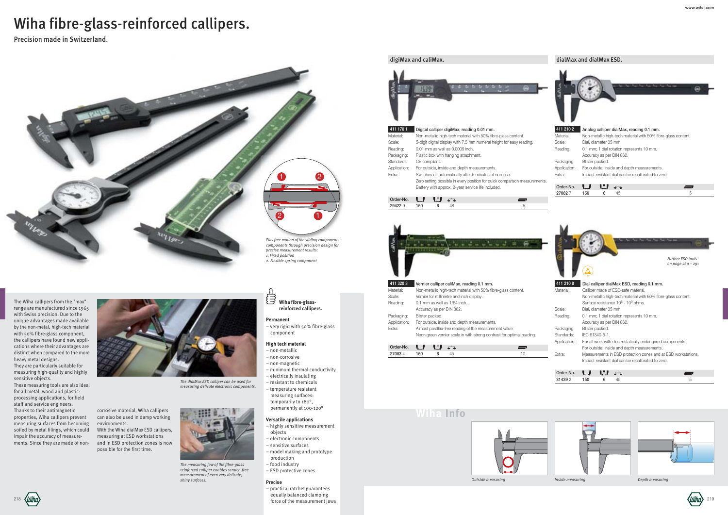# Wiha fibre-glass-reinforced callipers.

Precision made in Switzerland.

*Play free motion of the sliding components components through precision design for precise measurement results:*
*1. Fixed position*
*2. Flexible spring component*

The Wiha callipers from the "max" range are manufactured since 1965 with Swiss precision. Due to the unique advantages made available by the non-metal, high-tech material with 50% fibre-glass component, the callipers have found new applications where their advantages are distinct when compared to the more heavy metal designs.
They are particularly suitable for measuring high-quality and highly sensitive objects.
These measuring tools are also ideal for all metal, wood and plastic-processing applications, for field staff and service engineers.
Thanks to their antimagnetic properties, Wiha callipers prevent measuring surfaces from becoming soiled by metal filings, which could impair the accuracy of measurements. Since they are made of non-corrosive material, Wiha callipers can also be used in damp working environments.
With the Wiha dialMax ESD callipers, measuring at ESD workstations and in ESD protection zones is now possible for the first time.

*The dialMax ESD calliper can be used for measuring delicate electronic components.*

*The measuring jaw of the fibre-glass reinforced calliper enables scratch-free measurement of even very delicate, shiny surfaces.*

### Wiha fibre-glass-reinforced callipers.

**Permanent**
- very rigid with 50% fibre-glass component

**High tech material**
- non-metallic
- non-corrosive
- non-magnetic
- minimum thermal conductivity
- electrically insulating
- resistant to chemicals
- temperature resistant measuring surfaces: temporarily to 180°, permanently at 100-120°

**Versatile applications**
- highly sensitive measurement objects
- electronic components
- sensitive surfaces
- model making and prototype production
- food industry
- ESD protective zones

**Precise**
- practical ratchet guarantees equally balanced clamping force of the measurement jaws

## digiMax and caliMax.

**411 170 1** Digital calliper digiMax, reading 0.01 mm.

- Material: Non-metallic high-tech material with 50% fibre-glass content.
- Scale: 5-digit digital display with 7.5 mm numeral height for easy reading.
- Reading: 0.01 mm as well as 0.0005 inch.
- Packaging: Plastic box with hanging attachment.
- Standards: CE compliant.
- Application: For outside, inside and depth measurements.
- Extra: Switches off automatically after 5 minutes of non-use. Zero setting possible in every position for quick comparison measurements. Battery with approx. 2-year service life included.

| Order-No. | | | | |
|---|---|---|---|---|
| 29422 9 | 150 | 6 | 48 | 5 |

**411 320 3** Vernier calliper caliMax, reading 0.1 mm.

- Material: Non-metallic high-tech material with 50% fibre-glass content.
- Scale: Vernier for millimetre and inch display.
- Reading: 0.1 mm as well as 1/64 inch. Accuracy as per DIN 862.
- Packaging: Blister packed.
- Application: For outside, inside and depth measurements.
- Extra: Almost parallax-free reading of the measurement value. Neon green vernier scale in with strong contrast for optimal reading.

| Order-No. | | | | |
|---|---|---|---|---|
| 27083 4 | 150 | 6 | 45 | 10 |

## dialMax and dialMax ESD.

**411 210 2** Analog calliper dialMax, reading 0.1 mm.

- Material: Non-metallic high-tech material with 50% fibre-glass content.
- Scale: Dial, diameter 35 mm.
- Reading: 0.1 mm; 1 dial rotation represents 10 mm. Accuracy as per DIN 862.
- Packaging: Blister packed.
- Application: For outside, inside and depth measurements.
- Extra: Impact resistant dial can be recalibrated to zero.

| Order-No. | | | | |
|---|---|---|---|---|
| 27082 7 | 150 | 6 | 45 | 5 |

*Further ESD tools on page 260 – 291*

**411 210 8** Dial calliper dialMax ESD, reading 0.1 mm.

- Material: Calliper made of ESD-safe material. Non-metallic high-tech material with 60% fibre-glass content. Surface resistance $10^6$ - $10^9$ ohms.
- Scale: Dial, diameter 35 mm.
- Reading: 0.1 mm; 1 dial rotation represents 10 mm. Accuracy as per DIN 862.
- Packaging: Blister packed.
- Standards: IEC 61340-5-1.
- Application: For all work with electrostatically endangered components. For outside, inside and depth measurements.
- Extra: Measurements in ESD protection zones and at ESD workstations. Impact resistant dial can be recalibrated to zero.

| Order-No. | | | | |
|---|---|---|---|---|
| 31439 2 | 150 | 6 | 45 | 5 |

## Wiha Info

*Outside measuring*

*Inside measuring*

*Depth measuring*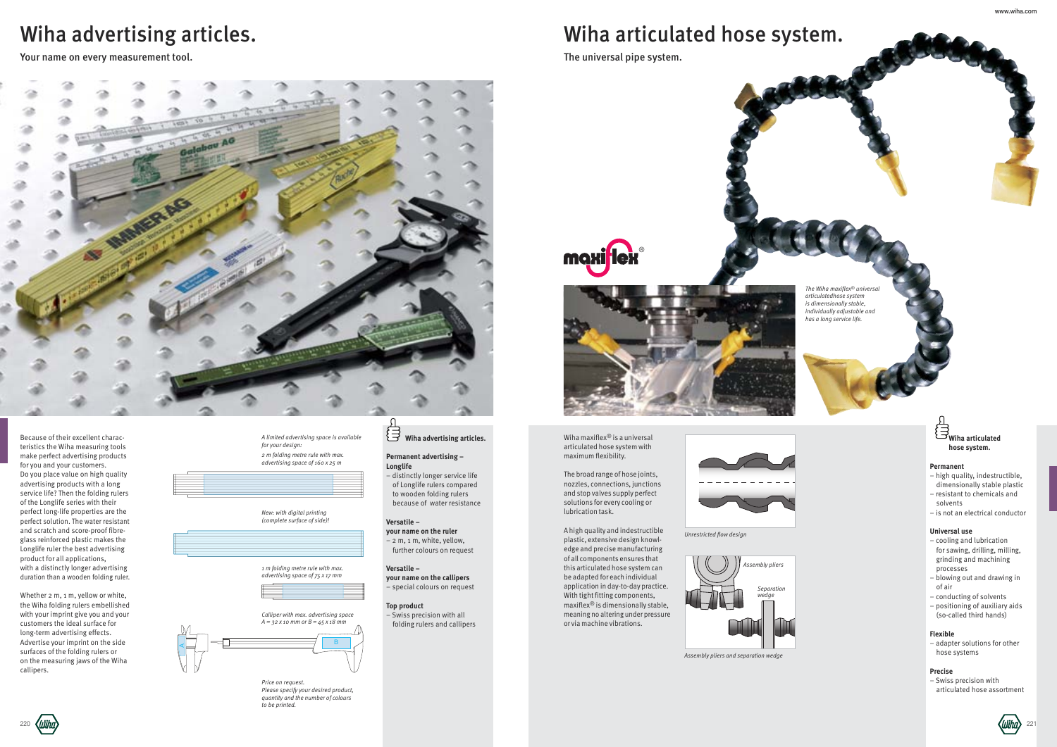# Wiha advertising articles.

Your name on every measurement tool.

Because of their excellent characteristics the Wiha measuring tools make perfect advertising products for you and your customers. Do you place value on high quality advertising products with a long service life? Then the folding rulers of the Longlife series with their perfect long-life properties are the perfect solution. The water resistant and scratch and score-proof fibre-glass reinforced plastic makes the Longlife ruler the best advertising product for all applications, with a distinctly longer advertising duration than a wooden folding ruler.

Whether 2 m, 1 m, yellow or white, the Wiha folding rulers embellished with your imprint give you and your customers the ideal surface for long-term advertising effects. Advertise your imprint on the side surfaces of the folding rulers or on the measuring jaws of the Wiha callipers.

*A limited advertising space is available for your design:*

*2 m folding metre rule with max. advertising space of 160 x 25 m*

*New: with digital printing (complete surface of side)!*

*1 m folding metre rule with max. advertising space of 75 x 17 mm*

*Calliper with max. advertising space A = 32 x 10 mm or B = 45 x 18 mm*

A

B

*Price on request.*
*Please specify your desired product, quantity and the number of colours to be printed.*

### Wiha advertising articles.

**Permanent advertising – Longlife**
– distinctly longer service life of Longlife rulers compared to wooden folding rulers because of water resistance

**Versatile – your name on the ruler**
– 2 m, 1 m, white, yellow, further colours on request

**Versatile – your name on the callipers**
– special colours on request

**Top product**
– Swiss precision with all folding rulers and callipers

# Wiha articulated hose system.

The universal pipe system.

maxiflex®

*The Wiha maxiflex® universal articulatedhose system is dimensionally stable, individually adjustable and has a long service life.*

Wiha maxiflex® is a universal articulated hose system with maximum flexibility.

The broad range of hose joints, nozzles, connections, junctions and stop valves supply perfect solutions for every cooling or lubrication task.

A high quality and indestructible plastic, extensive design knowledge and precise manufacturing of all components ensures that this articulated hose system can be adapted for each individual application in day-to-day practice. With tight fitting components, maxiflex® is dimensionally stable, meaning no altering under pressure or via machine vibrations.

*Unrestricted flow design*

Assembly pliers

Separation wedge

*Assembly pliers and separation wedge*

### Wiha articulated hose system.

**Permanent**
– high quality, indestructible, dimensionally stable plastic
– resistant to chemicals and solvents
– is not an electrical conductor

**Universal use**
– cooling and lubrication for sawing, drilling, milling, grinding and machining processes
– blowing out and drawing in of air
– conducting of solvents
– positioning of auxiliary aids (so-called third hands)

**Flexible**
– adapter solutions for other hose systems

**Precise**
– Swiss precision with articulated hose assortment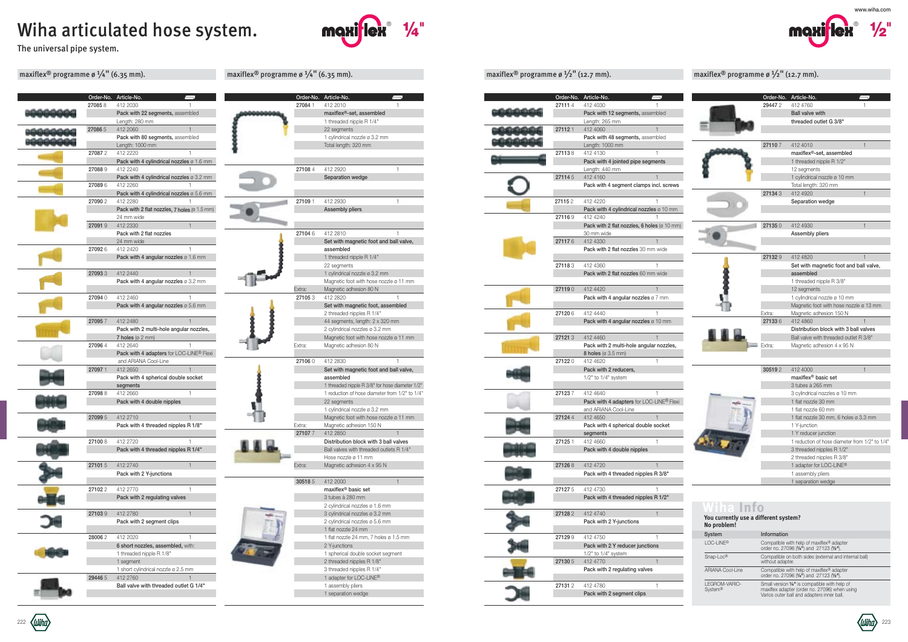# Wiha articulated hose system.

The universal pipe system.

maxiflex® ¼"

## maxiflex® programme ø ¼" (6.35 mm).

| Order-No. | Article-No. | |
|---|---|---|
| 27085 8 | 412 2030 | 1 |
| | Pack with 22 segments, assembled | |
| | Length: 280 mm | |
| 27086 5 | 412 2060 | 1 |
| | Pack with 80 segments, assembled | |
| | Length: 1000 mm | |
| 27087 2 | 412 2220 | 1 |
| | Pack with 4 cylindrical nozzles ø 1.6 mm | |
| 27088 9 | 412 2240 | 1 |
| | Pack with 4 cylindrical nozzles ø 3.2 mm | |
| 27089 6 | 412 2260 | 1 |
| | Pack with 4 cylindrical nozzles ø 5.6 mm | |
| 27090 2 | 412 2280 | 1 |
| | Pack with 2 flat nozzles, 7 holes (ø 1.5 mm) | |
| | 24 mm wide | |
| 27091 9 | 412 2330 | 1 |
| | Pack with 2 flat nozzles | |
| | 24 mm wide | |
| 27092 6 | 412 2420 | 1 |
| | Pack with 4 angular nozzles ø 1.6 mm | |
| 27093 3 | 412 2440 | 1 |
| | Pack with 4 angular nozzles ø 3.2 mm | |
| 27094 0 | 412 2460 | 1 |
| | Pack with 4 angular nozzles ø 5.6 mm | |
| 27095 7 | 412 2480 | 1 |
| | Pack with 2 multi-hole angular nozzles, | |
| | 7 holes (ø 2 mm) | |
| 27096 4 | 412 2640 | 1 |
| | Pack with 4 adapters for LOC-LINE® Flexi | |
| | and ARIANA Cool-Line | |
| 27097 1 | 412 2650 | 1 |
| | Pack with 4 spherical double socket | |
| | segments | |
| 27098 8 | 412 2660 | 1 |
| | Pack with 4 double nipples | |
| 27099 5 | 412 2710 | 1 |
| | Pack with 4 threaded nipples R 1/8" | |
| 27100 8 | 412 2720 | 1 |
| | Pack with 4 threaded nipples R 1/4" | |
| 27101 5 | 412 2740 | 1 |
| | Pack with 2 Y-junctions | |
| 27102 2 | 412 2770 | 1 |
| | Pack with 2 regulating valves | |
| 27103 9 | 412 2780 | 1 |
| | Pack with 2 segment clips | |
| 28006 2 | 412 2020 | 1 |
| | 6 short nozzles, assembled, with: | |
| | 1 threaded nipple R 1/8" | |
| | 1 segment | |
| | 1 short cylindrical nozzle ø 2.5 mm | |
| 29446 5 | 412 2760 | 1 |
| | Ball valve with threaded outlet G 1/4" | |

## maxiflex® programme ø ¼" (6.35 mm).

| Order-No. | Article-No. | |
|---|---|---|
| 27084 1 | 412 2010 | 1 |
| | maxiflex®-set, assembled | |
| | 1 threaded nipple R 1/4" | |
| | 22 segments | |
| | 1 cylindrical nozzle ø 3.2 mm | |
| | Total length: 320 mm | |
| 27108 4 | 412 2920 | 1 |
| | Separation wedge | |
| 27109 1 | 412 2930 | 1 |
| | Assembly pliers | |
| 27104 6 | 412 2810 | 1 |
| | Set with magnetic foot and ball valve, | |
| | assembled | |
| | 1 threaded nipple R 1/4" | |
| | 22 segments | |
| | 1 cylindrical nozzle ø 3.2 mm | |
| | Magnetic foot with hose nozzle ø 11 mm | |
| Extra: | Magnetic adhesion 80 N | |
| 27105 3 | 412 2820 | 1 |
| | Set with magnetic foot, assembled | |
| | 2 threaded nipples R 1/4" | |
| | 44 segments, length: 2 x 320 mm | |
| | 2 cylindrical nozzles ø 3.2 mm | |
| | Magnetic foot with hose nozzle ø 11 mm | |
| Extra: | Magnetic adhesion 80 N | |
| 27106 0 | 412 2830 | 1 |
| | Set with magnetic foot and ball valve, | |
| | assembled | |
| | 1 threaded nipple R 3/8" for hose diameter 1/2" | |
| | 1 reduction of hose diameter from 1/2" to 1/4" | |
| | 22 segments | |
| | 1 cylindrical nozzle ø 3.2 mm | |
| | Magnetic foot with hose nozzle ø 11 mm | |
| Extra: | Magnetic adhesion 150 N | |
| 27107 7 | 412 2850 | 1 |
| | Distribution block with 3 ball valves | |
| | Ball valves with threaded outlets R 1/4" | |
| | Hose nozzle ø 11 mm | |
| Extra: | Magnetic adhesion 4 x 95 N | |
| 30518 5 | 412 2000 | 1 |
| | maxiflex® basic set | |
| | 3 tubes à 280 mm | |
| | 2 cylindrical nozzles ø 1.6 mm | |
| | 3 cylindrical nozzles ø 3.2 mm | |
| | 2 cylindrical nozzles ø 5.6 mm | |
| | 1 flat nozzle 24 mm | |
| | 1 flat nozzle 24 mm, 7 holes ø 1.5 mm | |
| | 2 Y-junctions | |
| | 1 spherical double socket segment | |
| | 2 threaded nipples R 1/8" | |
| | 3 threaded nipples R 1/4" | |
| | 1 adapter for LOC-LINE® | |
| | 1 assembly pliers | |
| | 1 separation wedge | |

maxiflex® ½"

## maxiflex® programme ø ½" (12.7 mm).

| Order-No. | Article-No. | |
|---|---|---|
| 27111 4 | 412 4030 | 1 |
| | Pack with 12 segments, assembled | |
| | Length: 265 mm | |
| 27112 1 | 412 4060 | 1 |
| | Pack with 48 segments, assembled | |
| | Length: 1000 mm | |
| 27113 8 | 412 4130 | 1 |
| | Pack with 4 jointed pipe segments | |
| | Length: 440 mm | |
| 27114 5 | 412 4160 | 1 |
| | Pack with 4 segment clamps incl. screws | |
| 27115 2 | 412 4220 | 1 |
| | Pack with 4 cylindrical nozzles ø 10 mm | |
| 27116 9 | 412 4240 | 1 |
| | Pack with 2 flat nozzles, 6 holes (ø 10 mm) | |
| | 30 mm wide | |
| 27117 6 | 412 4330 | 1 |
| | Pack with 2 flat nozzles 30 mm wide | |
| 27118 3 | 412 4360 | 1 |
| | Pack with 2 flat nozzles 60 mm wide | |
| 27119 0 | 412 4420 | 1 |
| | Pack with 4 angular nozzles ø 7 mm | |
| 27120 6 | 412 4440 | 1 |
| | Pack with 4 angular nozzles ø 10 mm | |
| 27121 3 | 412 4460 | 1 |
| | Pack with 2 multi-hole angular nozzles, | |
| | 8 holes (ø 3.5 mm) | |
| 27122 0 | 412 4620 | 1 |
| | Pack with 2 reducers, | |
| | 1/2" to 1/4" system | |
| 27123 7 | 412 4640 | 1 |
| | Pack with 4 adapters for LOC-LINE® Flexi | |
| | and ARIANA Cool-Line | |
| 27124 4 | 412 4650 | 1 |
| | Pack with 4 spherical double socket | |
| | segments | |
| 27125 1 | 412 4660 | 1 |
| | Pack with 4 double nipples | |
| 27126 8 | 412 4720 | 1 |
| | Pack with 4 threaded nipples R 3/8" | |
| 27127 5 | 412 4730 | 1 |
| | Pack with 4 threaded nipples R 1/2" | |
| 27128 2 | 412 4740 | 1 |
| | Pack with 2 Y-junctions | |
| 27129 9 | 412 4750 | 1 |
| | Pack with 2 Y reducer junctions | |
| | 1/2" to 1/4" system | |
| 27130 5 | 412 4770 | 1 |
| | Pack with 2 regulating valves | |
| 27131 2 | 412 4780 | 1 |
| | Pack with 2 segment clips | |

## maxiflex® programme ø ½" (12.7 mm).

| Order-No. | Article-No. | |
|---|---|---|
| 29447 2 | 412 4760 | 1 |
| | Ball valve with | |
| | threaded outlet G 3/8" | |
| 27110 7 | 412 4010 | 1 |
| | maxiflex®-set, assembled | |
| | 1 threaded nipple R 1/2" | |
| | 12 segments | |
| | 1 cylindrical nozzle ø 10 mm | |
| | Total length: 320 mm | |
| 27134 3 | 412 4920 | 1 |
| | Separation wedge | |
| 27135 0 | 412 4930 | 1 |
| | Assembly pliers | |
| 27132 9 | 412 4820 | 1 |
| | Set with magnetic foot and ball valve, | |
| | assembled | |
| | 1 threaded nipple R 3/8" | |
| | 12 segments | |
| | 1 cylindrical nozzle ø 10 mm | |
| | Magnetic foot with hose nozzle ø 13 mm | |
| Extra: | Magnetic adhesion 150 N | |
| 27133 6 | 412 4860 | 1 |
| | Distribution block with 3 ball valves | |
| | Ball valve with threaded outlet R 3/8" | |
| Extra: | Magnetic adhesion 4 x 95 N | |
| 30519 2 | 412 4000 | 1 |
| | maxiflex® basic set | |
| | 3 tubes à 265 mm | |
| | 3 cylindrical nozzles ø 10 mm | |
| | 1 flat nozzle 30 mm | |
| | 1 flat nozzle 60 mm | |
| | 1 flat nozzle 30 mm, 6 holes ø 3.3 mm | |
| | 1 Y-junction | |
| | 1 Y reducer junction | |
| | 1 reduction of hose diameter from 1/2" to 1/4" | |
| | 3 threaded nipples R 1/2" | |
| | 2 threaded nipples R 3/8" | |
| | 1 adapter for LOC-LINE® | |
| | 1 assembly pliers | |
| | 1 separation wedge | |

### Wiha Info

**You currently use a different system?**
**No problem!**

| System | Information |
|---|---|
| LOC-LINE® | Compatible with help of maxiflex® adapter order no. 27096 (¼") and 27123 (½"). |
| Snap-Loc® | Compatible on both sides (external and internal ball) without adapter. |
| ARIANA Cool-Line | Compatible with help of maxiflex® adapter order no. 27096 (¼") and 27123 (½"). |
| LEGROM-VARIO-System® | Small version ¼" is compatible with help of maxiflex adapter (order no. 27096) when using Varios outer ball and adapters inner ball. |